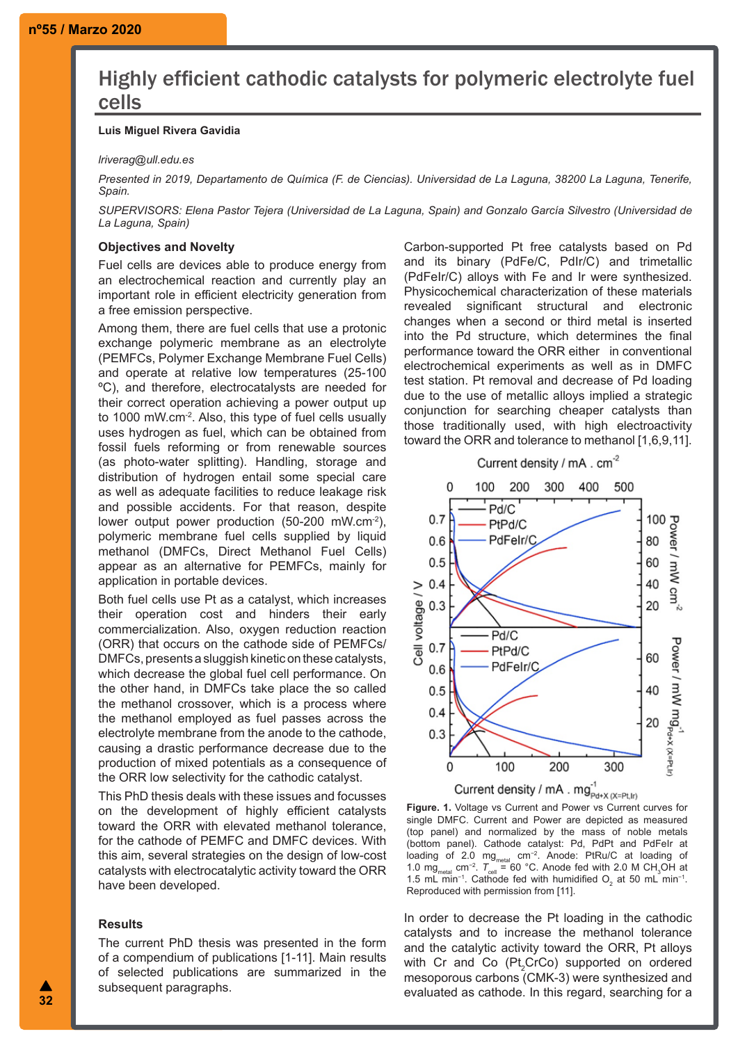# Highly efficient cathodic catalysts for polymeric electrolyte fuel cells

**Luis Miguel Rivera Gavidia**

*lriverag@ull.edu.es*

*Presented in 2019, Departamento de Química (F. de Ciencias). Universidad de La Laguna, 38200 La Laguna, Tenerife, Spain.*

*SUPERVISORS: Elena Pastor Tejera (Universidad de La Laguna, Spain) and Gonzalo García Silvestro (Universidad de La Laguna, Spain)*

### Objectives and Novelty

Fuel cells are devices able to produce energy from an electrochemical reaction and currently play an important role in efficient electricity generation from a free emission perspective.

Among them, there are fuel cells that use a protonic exchange polymeric membrane as an electrolyte (PEMFCs, Polymer Exchange Membrane Fuel Cells) and operate at relative low temperatures (25-100 ºC), and therefore, electrocatalysts are needed for their correct operation achieving a power output up to 1000 mW.cm$^{-2}$. Also, this type of fuel cells usually uses hydrogen as fuel, which can be obtained from fossil fuels reforming or from renewable sources (as photo-water splitting). Handling, storage and distribution of hydrogen entail some special care as well as adequate facilities to reduce leakage risk and possible accidents. For that reason, despite lower output power production (50-200 mW.cm$^{-2}$), polymeric membrane fuel cells supplied by liquid methanol (DMFCs, Direct Methanol Fuel Cells) appear as an alternative for PEMFCs, mainly for application in portable devices.

Both fuel cells use Pt as a catalyst, which increases their operation cost and hinders their early commercialization. Also, oxygen reduction reaction (ORR) that occurs on the cathode side of PEMFCs/DMFCs, presents a sluggish kinetic on these catalysts, which decrease the global fuel cell performance. On the other hand, in DMFCs take place the so called the methanol crossover, which is a process where the methanol employed as fuel passes across the electrolyte membrane from the anode to the cathode, causing a drastic performance decrease due to the production of mixed potentials as a consequence of the ORR low selectivity for the cathodic catalyst.

This PhD thesis deals with these issues and focusses on the development of highly efficient catalysts toward the ORR with elevated methanol tolerance, for the cathode of PEMFC and DMFC devices. With this aim, several strategies on the design of low-cost catalysts with electrocatalytic activity toward the ORR have been developed.

### Results

The current PhD thesis was presented in the form of a compendium of publications [1-11]. Main results of selected publications are summarized in the subsequent paragraphs.

Carbon-supported Pt free catalysts based on Pd and its binary (PdFe/C, PdIr/C) and trimetallic (PdFeIr/C) alloys with Fe and Ir were synthesized. Physicochemical characterization of these materials revealed significant structural and electronic changes when a second or third metal is inserted into the Pd structure, which determines the final performance toward the ORR either in conventional electrochemical experiments as well as in DMFC test station. Pt removal and decrease of Pd loading due to the use of metallic alloys implied a strategic conjunction for searching cheaper catalysts than those traditionally used, with high electroactivity toward the ORR and tolerance to methanol [1,6,9,11].

**Figure. 1.** Voltage vs Current and Power vs Current curves for single DMFC. Current and Power are depicted as measured (top panel) and normalized by the mass of noble metals (bottom panel). Cathode catalyst: Pd, PdPt and PdFeIr at loading of 2.0 $mg_{metal}$ $cm^{-2}$. Anode: PtRu/C at loading of 1.0 $mg_{metal}$ $cm^{-2}$. $T_{cell}$ = 60 °C. Anode fed with 2.0 M $CH_3OH$ at 1.5 mL $min^{-1}$. Cathode fed with humidified $O_2$ at 50 mL $min^{-1}$. Reproduced with permission from [11].

In order to decrease the Pt loading in the cathodic catalysts and to increase the methanol tolerance and the catalytic activity toward the ORR, Pt alloys with Cr and Co ($Pt_2CrCo$) supported on ordered mesoporous carbons (CMK-3) were synthesized and evaluated as cathode. In this regard, searching for a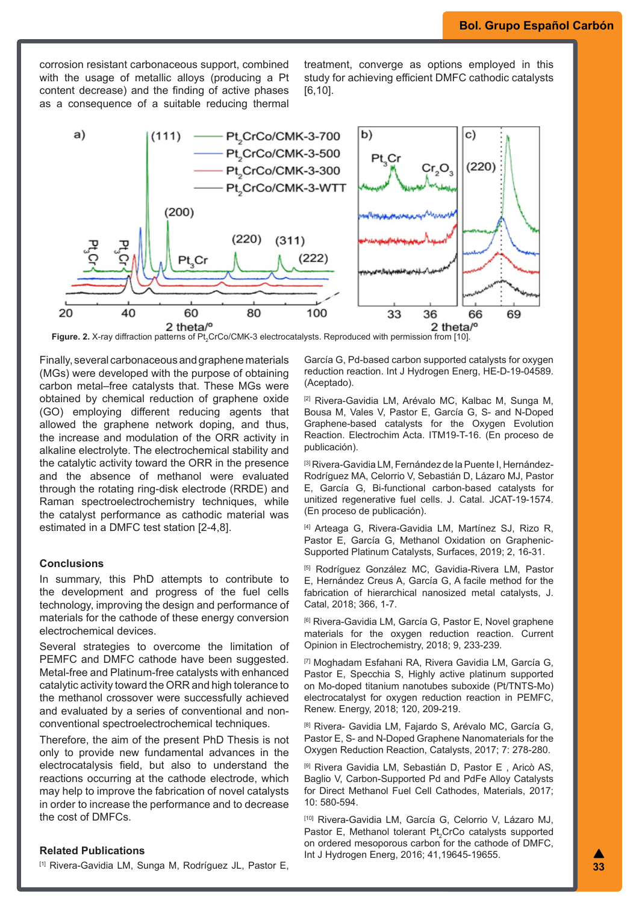corrosion resistant carbonaceous support, combined with the usage of metallic alloys (producing a Pt content decrease) and the finding of active phases as a consequence of a suitable reducing thermal treatment, converge as options employed in this study for achieving efficient DMFC cathodic catalysts [6,10].

a)
(111)
$Pt_2CrCo$/CMK-3-700
$Pt_2CrCo$/CMK-3-500
$Pt_2CrCo$/CMK-3-300
$Pt_2CrCo$/CMK-3-WTT
(200)
$Pt_3Cr$
$Pt_3Cr$
$Pt_3Cr$
(220)
(311)
(222)
20 40 60 80 100
2 theta/°

b)
$Pt_3Cr$
$Cr_2O_3$
33 36

c)
(220)
66 69
2 theta/°

**Figure. 2.** X-ray diffraction patterns of $Pt_2CrCo$/CMK-3 electrocatalysts. Reproduced with permission from [10].

Finally, several carbonaceous and graphene materials (MGs) were developed with the purpose of obtaining carbon metal–free catalysts that. These MGs were obtained by chemical reduction of graphene oxide (GO) employing different reducing agents that allowed the graphene network doping, and thus, the increase and modulation of the ORR activity in alkaline electrolyte. The electrochemical stability and the catalytic activity toward the ORR in the presence and the absence of methanol were evaluated through the rotating ring-disk electrode (RRDE) and Raman spectroelectrochemistry techniques, while the catalyst performance as cathodic material was estimated in a DMFC test station [2-4,8].

## Conclusions

In summary, this PhD attempts to contribute to the development and progress of the fuel cells technology, improving the design and performance of materials for the cathode of these energy conversion electrochemical devices.

Several strategies to overcome the limitation of PEMFC and DMFC cathode have been suggested. Metal-free and Platinum-free catalysts with enhanced catalytic activity toward the ORR and high tolerance to the methanol crossover were successfully achieved and evaluated by a series of conventional and non-conventional spectroelectrochemical techniques.

Therefore, the aim of the present PhD Thesis is not only to provide new fundamental advances in the electrocatalysis field, but also to understand the reactions occurring at the cathode electrode, which may help to improve the fabrication of novel catalysts in order to increase the performance and to decrease the cost of DMFCs.

## Related Publications

[1] Rivera-Gavidia LM, Sunga M, Rodríguez JL, Pastor E, García G, Pd-based carbon supported catalysts for oxygen reduction reaction. Int J Hydrogen Energ, HE-D-19-04589. (Aceptado).

[2] Rivera-Gavidia LM, Arévalo MC, Kalbac M, Sunga M, Bousa M, Vales V, Pastor E, García G, S- and N-Doped Graphene-based catalysts for the Oxygen Evolution Reaction. Electrochim Acta. ITM19-T-16. (En proceso de publicación).

[3] Rivera-Gavidia LM, Fernández de la Puente I, Hernández-Rodríguez MA, Celorrio V, Sebastián D, Lázaro MJ, Pastor E, García G, Bi-functional carbon-based catalysts for unitized regenerative fuel cells. J. Catal. JCAT-19-1574. (En proceso de publicación).

[4] Arteaga G, Rivera-Gavidia LM, Martínez SJ, Rizo R, Pastor E, García G, Methanol Oxidation on Graphenic-Supported Platinum Catalysts, Surfaces, 2019; 2, 16-31.

[5] Rodríguez González MC, Gavidia-Rivera LM, Pastor E, Hernández Creus A, García G, A facile method for the fabrication of hierarchical nanosized metal catalysts, J. Catal, 2018; 366, 1-7.

[6] Rivera-Gavidia LM, García G, Pastor E, Novel graphene materials for the oxygen reduction reaction. Current Opinion in Electrochemistry, 2018; 9, 233-239.

[7] Moghadam Esfahani RA, Rivera Gavidia LM, García G, Pastor E, Specchia S, Highly active platinum supported on Mo-doped titanium nanotubes suboxide (Pt/TNTS-Mo) electrocatalyst for oxygen reduction reaction in PEMFC, Renew. Energy, 2018; 120, 209-219.

[8] Rivera- Gavidia LM, Fajardo S, Arévalo MC, García G, Pastor E, S- and N-Doped Graphene Nanomaterials for the Oxygen Reduction Reaction, Catalysts, 2017; 7: 278-280.

[9] Rivera Gavidia LM, Sebastián D, Pastor E, Aricò AS, Baglio V, Carbon-Supported Pd and PdFe Alloy Catalysts for Direct Methanol Fuel Cell Cathodes, Materials, 2017; 10: 580-594.

[10] Rivera-Gavidia LM, García G, Celorrio V, Lázaro MJ, Pastor E, Methanol tolerant $Pt_2CrCo$ catalysts supported on ordered mesoporous carbon for the cathode of DMFC, Int J Hydrogen Energ, 2016; 41,19645-19655.